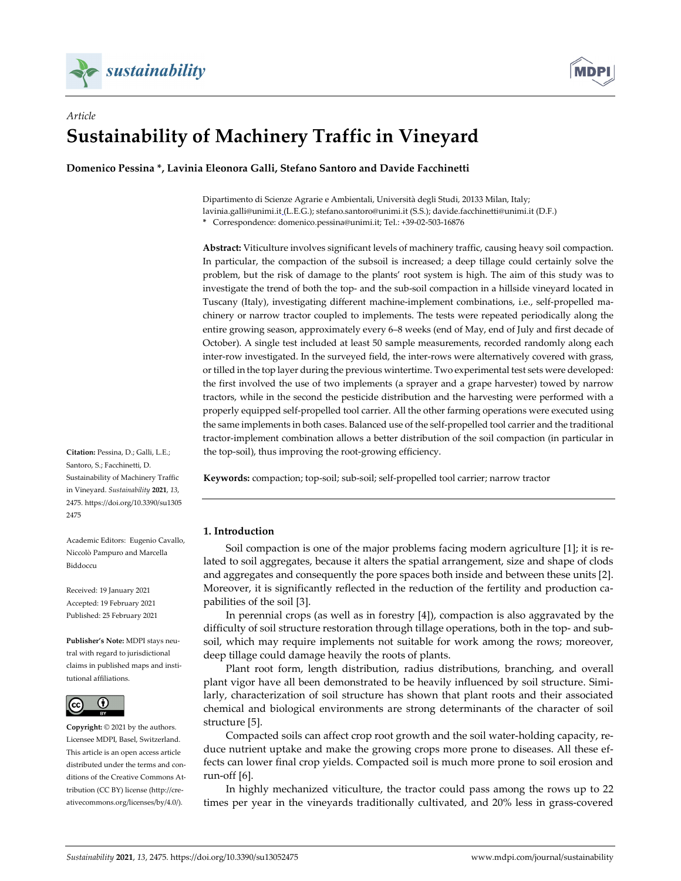*Article*

# Sustainability of Machinery Traffic in Vineyard

**Domenico Pessina \*, Lavinia Eleonora Galli, Stefano Santoro and Davide Facchinetti**

Dipartimento di Scienze Agrarie e Ambientali, Università degli Studi, 20133 Milan, Italy; lavinia.galli@unimi.it (L.E.G.); stefano.santoro@unimi.it (S.S.); davide.facchinetti@unimi.it (D.F.)
\* Correspondence: domenico.pessina@unimi.it; Tel.: +39-02-503-16876

**Abstract:** Viticulture involves significant levels of machinery traffic, causing heavy soil compaction. In particular, the compaction of the subsoil is increased; a deep tillage could certainly solve the problem, but the risk of damage to the plants' root system is high. The aim of this study was to investigate the trend of both the top- and the sub-soil compaction in a hillside vineyard located in Tuscany (Italy), investigating different machine-implement combinations, i.e., self-propelled machinery or narrow tractor coupled to implements. The tests were repeated periodically along the entire growing season, approximately every 6–8 weeks (end of May, end of July and first decade of October). A single test included at least 50 sample measurements, recorded randomly along each inter-row investigated. In the surveyed field, the inter-rows were alternatively covered with grass, or tilled in the top layer during the previous wintertime. Two experimental test sets were developed: the first involved the use of two implements (a sprayer and a grape harvester) towed by narrow tractors, while in the second the pesticide distribution and the harvesting were performed with a properly equipped self-propelled tool carrier. All the other farming operations were executed using the same implements in both cases. Balanced use of the self-propelled tool carrier and the traditional tractor-implement combination allows a better distribution of the soil compaction (in particular in the top-soil), thus improving the root-growing efficiency.

**Keywords:** compaction; top-soil; sub-soil; self-propelled tool carrier; narrow tractor

**Citation:** Pessina, D.; Galli, L.E.; Santoro, S.; Facchinetti, D. Sustainability of Machinery Traffic in Vineyard. *Sustainability* **2021**, *13*, 2475. https://doi.org/10.3390/su13052475

Academic Editors: Eugenio Cavallo, Niccolò Pampuro and Marcella Biddoccu

Received: 19 January 2021
Accepted: 19 February 2021
Published: 25 February 2021

**Publisher's Note:** MDPI stays neutral with regard to jurisdictional claims in published maps and institutional affiliations.

**Copyright:** © 2021 by the authors. Licensee MDPI, Basel, Switzerland. This article is an open access article distributed under the terms and conditions of the Creative Commons Attribution (CC BY) license (http://creativecommons.org/licenses/by/4.0/).

## 1. Introduction

Soil compaction is one of the major problems facing modern agriculture [1]; it is related to soil aggregates, because it alters the spatial arrangement, size and shape of clods and aggregates and consequently the pore spaces both inside and between these units [2]. Moreover, it is significantly reflected in the reduction of the fertility and production capabilities of the soil [3].

In perennial crops (as well as in forestry [4]), compaction is also aggravated by the difficulty of soil structure restoration through tillage operations, both in the top- and sub-soil, which may require implements not suitable for work among the rows; moreover, deep tillage could damage heavily the roots of plants.

Plant root form, length distribution, radius distributions, branching, and overall plant vigor have all been demonstrated to be heavily influenced by soil structure. Similarly, characterization of soil structure has shown that plant roots and their associated chemical and biological environments are strong determinants of the character of soil structure [5].

Compacted soils can affect crop root growth and the soil water-holding capacity, reduce nutrient uptake and make the growing crops more prone to diseases. All these effects can lower final crop yields. Compacted soil is much more prone to soil erosion and run-off [6].

In highly mechanized viticulture, the tractor could pass among the rows up to 22 times per year in the vineyards traditionally cultivated, and 20% less in grass-covered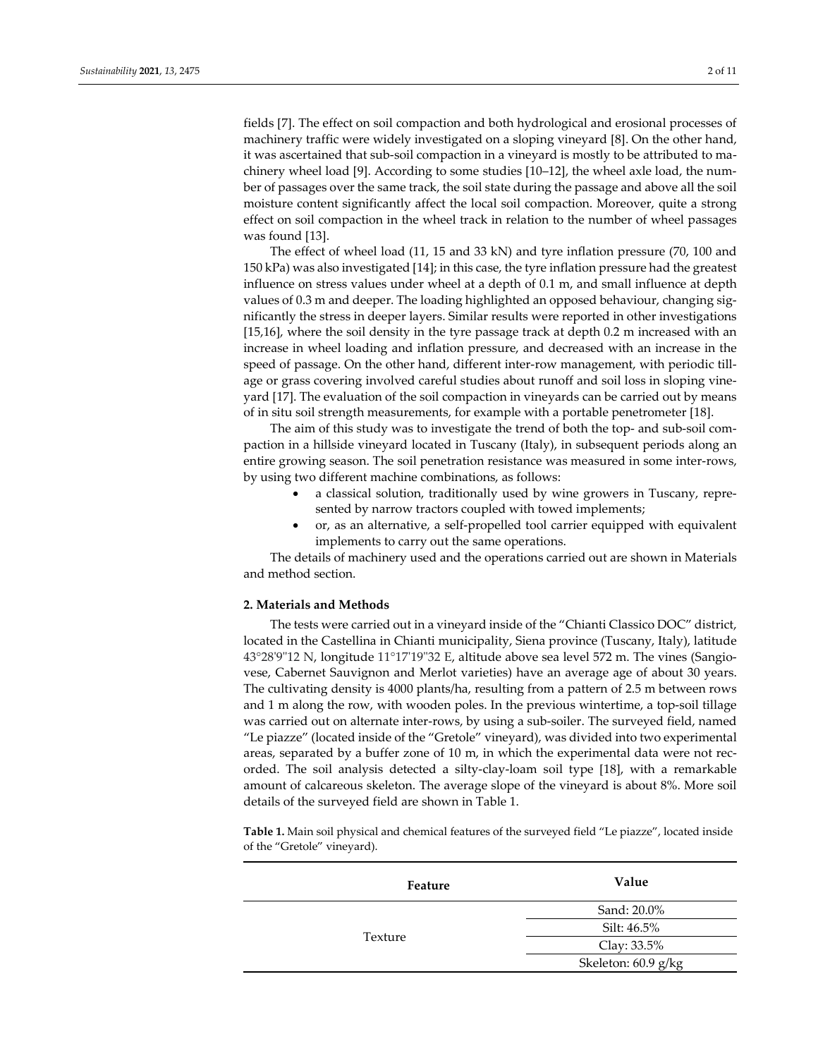fields [7]. The effect on soil compaction and both hydrological and erosional processes of machinery traffic were widely investigated on a sloping vineyard [8]. On the other hand, it was ascertained that sub-soil compaction in a vineyard is mostly to be attributed to machinery wheel load [9]. According to some studies [10–12], the wheel axle load, the number of passages over the same track, the soil state during the passage and above all the soil moisture content significantly affect the local soil compaction. Moreover, quite a strong effect on soil compaction in the wheel track in relation to the number of wheel passages was found [13].

The effect of wheel load (11, 15 and 33 kN) and tyre inflation pressure (70, 100 and 150 kPa) was also investigated [14]; in this case, the tyre inflation pressure had the greatest influence on stress values under wheel at a depth of 0.1 m, and small influence at depth values of 0.3 m and deeper. The loading highlighted an opposed behaviour, changing significantly the stress in deeper layers. Similar results were reported in other investigations [15,16], where the soil density in the tyre passage track at depth 0.2 m increased with an increase in wheel loading and inflation pressure, and decreased with an increase in the speed of passage. On the other hand, different inter-row management, with periodic tillage or grass covering involved careful studies about runoff and soil loss in sloping vineyard [17]. The evaluation of the soil compaction in vineyards can be carried out by means of in situ soil strength measurements, for example with a portable penetrometer [18].

The aim of this study was to investigate the trend of both the top- and sub-soil compaction in a hillside vineyard located in Tuscany (Italy), in subsequent periods along an entire growing season. The soil penetration resistance was measured in some inter-rows, by using two different machine combinations, as follows:

- a classical solution, traditionally used by wine growers in Tuscany, represented by narrow tractors coupled with towed implements;
- or, as an alternative, a self-propelled tool carrier equipped with equivalent implements to carry out the same operations.

The details of machinery used and the operations carried out are shown in Materials and method section.

## 2. Materials and Methods

The tests were carried out in a vineyard inside of the "Chianti Classico DOC" district, located in the Castellina in Chianti municipality, Siena province (Tuscany, Italy), latitude 43°28'9''12 N, longitude 11°17'19''32 E, altitude above sea level 572 m. The vines (Sangiovese, Cabernet Sauvignon and Merlot varieties) have an average age of about 30 years. The cultivating density is 4000 plants/ha, resulting from a pattern of 2.5 m between rows and 1 m along the row, with wooden poles. In the previous wintertime, a top-soil tillage was carried out on alternate inter-rows, by using a sub-soiler. The surveyed field, named "Le piazze" (located inside of the "Gretole" vineyard), was divided into two experimental areas, separated by a buffer zone of 10 m, in which the experimental data were not recorded. The soil analysis detected a silty-clay-loam soil type [18], with a remarkable amount of calcareous skeleton. The average slope of the vineyard is about 8%. More soil details of the surveyed field are shown in Table 1.

**Table 1.** Main soil physical and chemical features of the surveyed field "Le piazze", located inside of the "Gretole" vineyard).

| Feature | Value |
|---|---|
| Texture | Sand: 20.0% |
| | Silt: 46.5% |
| | Clay: 33.5% |
| | Skeleton: 60.9 g/kg |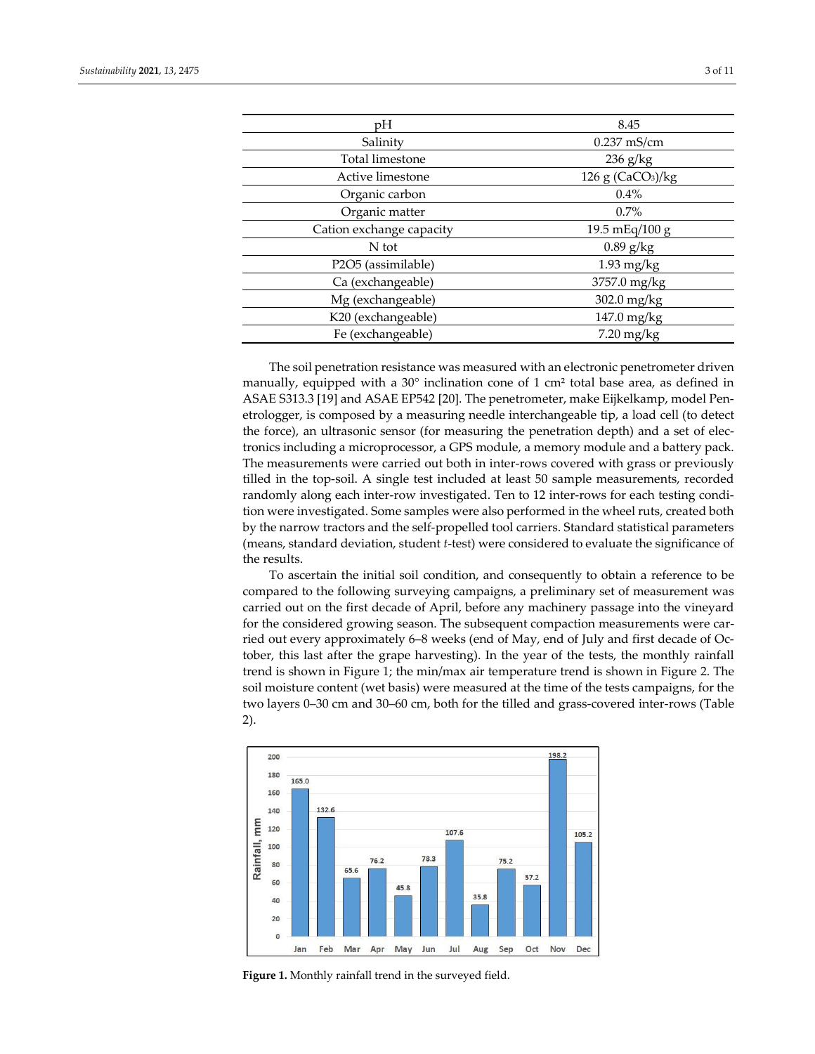| pH | 8.45 |
|---|---|
| Salinity | 0.237 mS/cm |
| Total limestone | 236 g/kg |
| Active limestone | 126 g ($CaCO_3$)/kg |
| Organic carbon | 0.4% |
| Organic matter | 0.7% |
| Cation exchange capacity | 19.5 mEq/100 g |
| N tot | 0.89 g/kg |
| P2O5 (assimilable) | 1.93 mg/kg |
| Ca (exchangeable) | 3757.0 mg/kg |
| Mg (exchangeable) | 302.0 mg/kg |
| K20 (exchangeable) | 147.0 mg/kg |
| Fe (exchangeable) | 7.20 mg/kg |

The soil penetration resistance was measured with an electronic penetrometer driven manually, equipped with a 30° inclination cone of 1 $cm^2$ total base area, as defined in ASAE S313.3 [19] and ASAE EP542 [20]. The penetrometer, make Eijkelkamp, model Penetrologger, is composed by a measuring needle interchangeable tip, a load cell (to detect the force), an ultrasonic sensor (for measuring the penetration depth) and a set of electronics including a microprocessor, a GPS module, a memory module and a battery pack. The measurements were carried out both in inter-rows covered with grass or previously tilled in the top-soil. A single test included at least 50 sample measurements, recorded randomly along each inter-row investigated. Ten to 12 inter-rows for each testing condition were investigated. Some samples were also performed in the wheel ruts, created both by the narrow tractors and the self-propelled tool carriers. Standard statistical parameters (means, standard deviation, student *t*-test) were considered to evaluate the significance of the results.

To ascertain the initial soil condition, and consequently to obtain a reference to be compared to the following surveying campaigns, a preliminary set of measurement was carried out on the first decade of April, before any machinery passage into the vineyard for the considered growing season. The subsequent compaction measurements were carried out every approximately 6–8 weeks (end of May, end of July and first decade of October, this last after the grape harvesting). In the year of the tests, the monthly rainfall trend is shown in Figure 1; the min/max air temperature trend is shown in Figure 2. The soil moisture content (wet basis) were measured at the time of the tests campaigns, for the two layers 0–30 cm and 30–60 cm, both for the tilled and grass-covered inter-rows (Table 2).

**Figure 1.** Monthly rainfall trend in the surveyed field.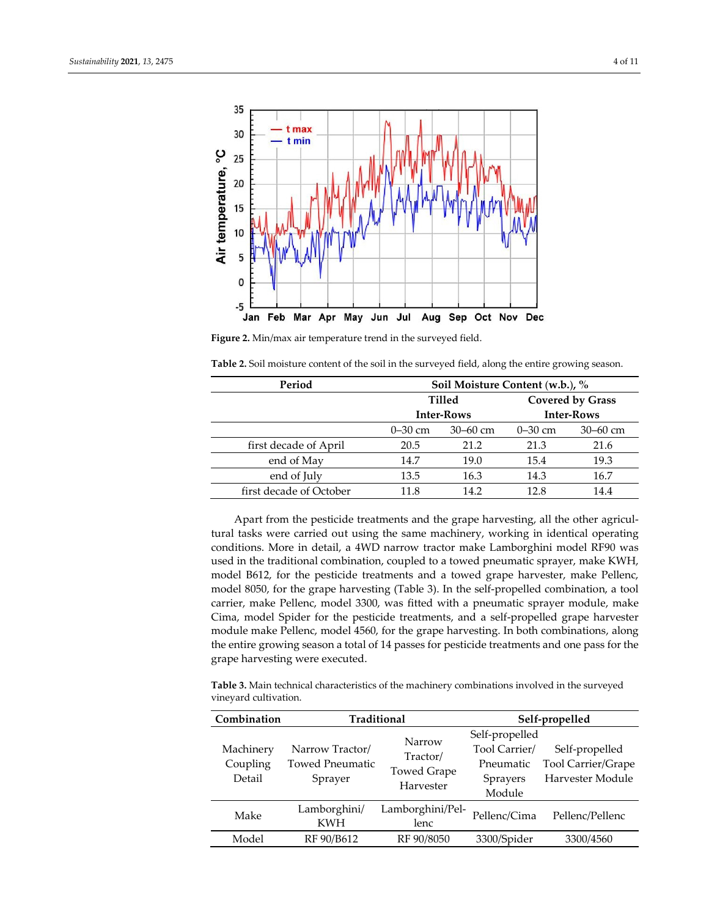Figure 2. Min/max air temperature trend in the surveyed field.

Table 2. Soil moisture content of the soil in the surveyed field, along the entire growing season.

| Period | Soil Moisture Content (w.b.), % | | | |
|---|---|---|---|---|
| | Tilled Inter-Rows | | Covered by Grass Inter-Rows | |
| | 0–30 cm | 30–60 cm | 0–30 cm | 30–60 cm |
| first decade of April | 20.5 | 21.2 | 21.3 | 21.6 |
| end of May | 14.7 | 19.0 | 15.4 | 19.3 |
| end of July | 13.5 | 16.3 | 14.3 | 16.7 |
| first decade of October | 11.8 | 14.2 | 12.8 | 14.4 |

Apart from the pesticide treatments and the grape harvesting, all the other agricultural tasks were carried out using the same machinery, working in identical operating conditions. More in detail, a 4WD narrow tractor make Lamborghini model RF90 was used in the traditional combination, coupled to a towed pneumatic sprayer, make KWH, model B612, for the pesticide treatments and a towed grape harvester, make Pellenc, model 8050, for the grape harvesting (Table 3). In the self-propelled combination, a tool carrier, make Pellenc, model 3300, was fitted with a pneumatic sprayer module, make Cima, model Spider for the pesticide treatments, and a self-propelled grape harvester module make Pellenc, model 4560, for the grape harvesting. In both combinations, along the entire growing season a total of 14 passes for pesticide treatments and one pass for the grape harvesting were executed.

Table 3. Main technical characteristics of the machinery combinations involved in the surveyed vineyard cultivation.

| Combination | Traditional | | Self-propelled | |
|---|---|---|---|---|
| Machinery Coupling Detail | Narrow Tractor/ Towed Pneumatic Sprayer | Narrow Tractor/ Towed Grape Harvester | Self-propelled Tool Carrier/ Pneumatic Sprayers Module | Self-propelled Tool Carrier/Grape Harvester Module |
| Make | Lamborghini/ KWH | Lamborghini/Pellenc | Pellenc/Cima | Pellenc/Pellenc |
| Model | RF 90/B612 | RF 90/8050 | 3300/Spider | 3300/4560 |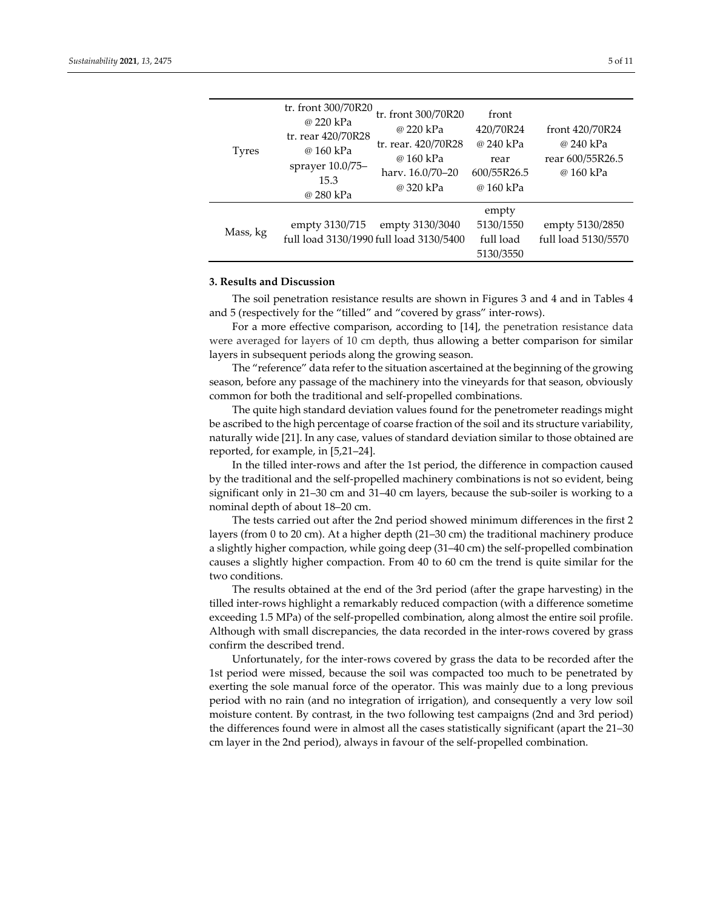| | | | | |
|---|---|---|---|---|
| Tyres | tr. front 300/70R20 @ 220 kPa<br>tr. rear 420/70R28 @ 160 kPa<br>sprayer 10.0/75–15.3 @ 280 kPa | tr. front 300/70R20 @ 220 kPa<br>tr. rear. 420/70R28 @ 160 kPa<br>harv. 16.0/70–20 @ 320 kPa | front 420/70R24 @ 240 kPa<br>rear 600/55R26.5 @ 160 kPa | front 420/70R24 @ 240 kPa<br>rear 600/55R26.5 @ 160 kPa |
| Mass, kg | empty 3130/715<br>full load 3130/1990 | empty 3130/3040<br>full load 3130/5400 | empty 5130/1550<br>full load 5130/3550 | empty 5130/2850<br>full load 5130/5570 |

## 3. Results and Discussion

The soil penetration resistance results are shown in Figures 3 and 4 and in Tables 4 and 5 (respectively for the "tilled" and "covered by grass" inter-rows).

For a more effective comparison, according to [14], the penetration resistance data were averaged for layers of 10 cm depth, thus allowing a better comparison for similar layers in subsequent periods along the growing season.

The "reference" data refer to the situation ascertained at the beginning of the growing season, before any passage of the machinery into the vineyards for that season, obviously common for both the traditional and self-propelled combinations.

The quite high standard deviation values found for the penetrometer readings might be ascribed to the high percentage of coarse fraction of the soil and its structure variability, naturally wide [21]. In any case, values of standard deviation similar to those obtained are reported, for example, in [5,21–24].

In the tilled inter-rows and after the 1st period, the difference in compaction caused by the traditional and the self-propelled machinery combinations is not so evident, being significant only in 21–30 cm and 31–40 cm layers, because the sub-soiler is working to a nominal depth of about 18–20 cm.

The tests carried out after the 2nd period showed minimum differences in the first 2 layers (from 0 to 20 cm). At a higher depth (21–30 cm) the traditional machinery produce a slightly higher compaction, while going deep (31–40 cm) the self-propelled combination causes a slightly higher compaction. From 40 to 60 cm the trend is quite similar for the two conditions.

The results obtained at the end of the 3rd period (after the grape harvesting) in the tilled inter-rows highlight a remarkably reduced compaction (with a difference sometime exceeding 1.5 MPa) of the self-propelled combination, along almost the entire soil profile. Although with small discrepancies, the data recorded in the inter-rows covered by grass confirm the described trend.

Unfortunately, for the inter-rows covered by grass the data to be recorded after the 1st period were missed, because the soil was compacted too much to be penetrated by exerting the sole manual force of the operator. This was mainly due to a long previous period with no rain (and no integration of irrigation), and consequently a very low soil moisture content. By contrast, in the two following test campaigns (2nd and 3rd period) the differences found were in almost all the cases statistically significant (apart the 21–30 cm layer in the 2nd period), always in favour of the self-propelled combination.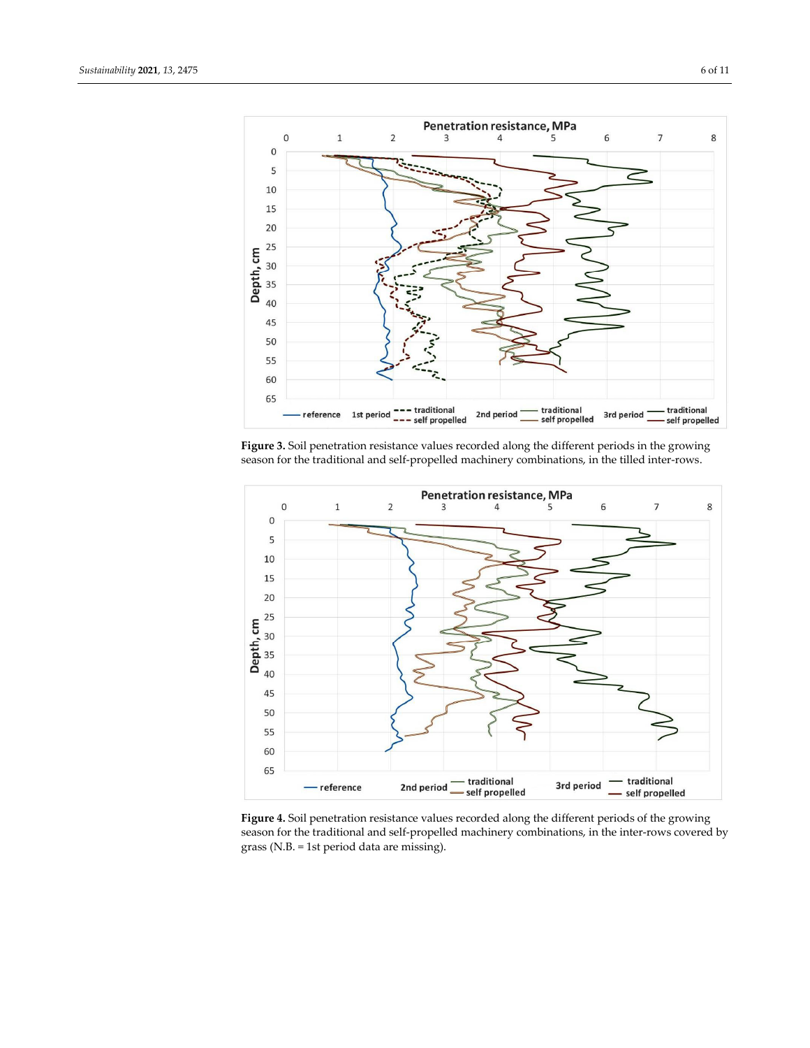**Figure 3.** Soil penetration resistance values recorded along the different periods in the growing season for the traditional and self-propelled machinery combinations, in the tilled inter-rows.

**Figure 4.** Soil penetration resistance values recorded along the different periods of the growing season for the traditional and self-propelled machinery combinations, in the inter-rows covered by grass (N.B. = 1st period data are missing).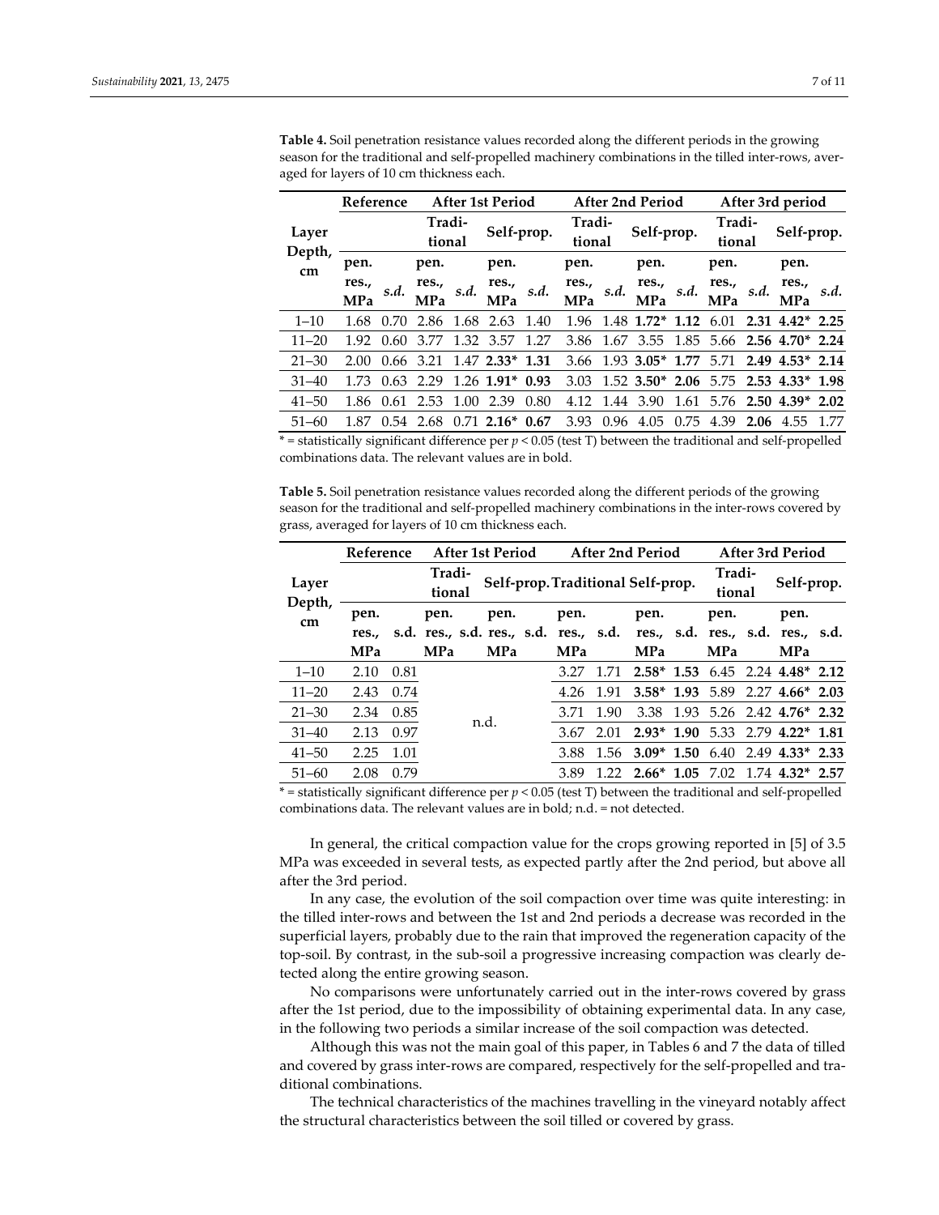**Table 4.** Soil penetration resistance values recorded along the different periods in the growing season for the traditional and self-propelled machinery combinations in the tilled inter-rows, averaged for layers of 10 cm thickness each.

| Layer Depth, cm | Reference | | After 1st Period | | | | After 2nd Period | | | | After 3rd period | | | |
|---|---|---|---|---|---|---|---|---|---|---|---|---|---|---|
| | | | Traditional | | Self-prop. | | Traditional | | Self-prop. | | Traditional | | Self-prop. | |
| | pen. res., MPa | *s.d.* | pen. res., MPa | *s.d.* | pen. res., MPa | *s.d.* | pen. res., MPa | *s.d.* | pen. res., MPa | *s.d.* | pen. res., MPa | *s.d.* | pen. res., MPa | *s.d.* |
| 1–10 | 1.68 | 0.70 | 2.86 | 1.68 | 2.63 | 1.40 | 1.96 | 1.48 | **1.72*** | **1.12** | 6.01 | **2.31** | **4.42*** | **2.25** |
| 11–20 | 1.92 | 0.60 | 3.77 | 1.32 | 3.57 | 1.27 | 3.86 | 1.67 | 3.55 | 1.85 | 5.66 | **2.56** | **4.70*** | **2.24** |
| 21–30 | 2.00 | 0.66 | 3.21 | 1.47 | **2.33*** | **1.31** | 3.66 | 1.93 | **3.05*** | **1.77** | 5.71 | **2.49** | **4.53*** | **2.14** |
| 31–40 | 1.73 | 0.63 | 2.29 | 1.26 | **1.91*** | **0.93** | 3.03 | 1.52 | **3.50*** | **2.06** | 5.75 | **2.53** | **4.33*** | **1.98** |
| 41–50 | 1.86 | 0.61 | 2.53 | 1.00 | 2.39 | 0.80 | 4.12 | 1.44 | 3.90 | 1.61 | 5.76 | **2.50** | **4.39*** | **2.02** |
| 51–60 | 1.87 | 0.54 | 2.68 | 0.71 | **2.16*** | **0.67** | 3.93 | 0.96 | 4.05 | 0.75 | 4.39 | **2.06** | 4.55 | 1.77 |

\* = statistically significant difference per $p < 0.05$ (test T) between the traditional and self-propelled combinations data. The relevant values are in bold.

**Table 5.** Soil penetration resistance values recorded along the different periods of the growing season for the traditional and self-propelled machinery combinations in the inter-rows covered by grass, averaged for layers of 10 cm thickness each.

| Layer Depth, cm | Reference | | After 1st Period | | | | After 2nd Period | | | | After 3rd Period | | | |
|---|---|---|---|---|---|---|---|---|---|---|---|---|---|---|
| | | | Traditional | | Self-prop. | | Traditional | | Self-prop. | | Traditional | | Self-prop. | |
| | pen. res., MPa | s.d. | pen. res., MPa | s.d. | pen. res., MPa | s.d. | pen. res., MPa | s.d. | pen. res., MPa | s.d. | pen. res., MPa | s.d. | pen. res., MPa | s.d. |
| 1–10 | 2.10 | 0.81 | n.d. | | | | 3.27 | 1.71 | **2.58*** | **1.53** | 6.45 | 2.24 | **4.48*** | **2.12** |
| 11–20 | 2.43 | 0.74 | n.d. | | | | 4.26 | 1.91 | **3.58*** | **1.93** | 5.89 | 2.27 | **4.66*** | **2.03** |
| 21–30 | 2.34 | 0.85 | n.d. | | | | 3.71 | 1.90 | 3.38 | 1.93 | 5.26 | 2.42 | **4.76*** | **2.32** |
| 31–40 | 2.13 | 0.97 | n.d. | | | | 3.67 | 2.01 | **2.93*** | **1.90** | 5.33 | 2.79 | **4.22*** | **1.81** |
| 41–50 | 2.25 | 1.01 | n.d. | | | | 3.88 | 1.56 | **3.09*** | **1.50** | 6.40 | 2.49 | **4.33*** | **2.33** |
| 51–60 | 2.08 | 0.79 | n.d. | | | | 3.89 | 1.22 | **2.66*** | **1.05** | 7.02 | 1.74 | **4.32*** | **2.57** |

\* = statistically significant difference per $p < 0.05$ (test T) between the traditional and self-propelled combinations data. The relevant values are in bold; n.d. = not detected.

In general, the critical compaction value for the crops growing reported in [5] of 3.5 MPa was exceeded in several tests, as expected partly after the 2nd period, but above all after the 3rd period.

In any case, the evolution of the soil compaction over time was quite interesting: in the tilled inter-rows and between the 1st and 2nd periods a decrease was recorded in the superficial layers, probably due to the rain that improved the regeneration capacity of the top-soil. By contrast, in the sub-soil a progressive increasing compaction was clearly detected along the entire growing season.

No comparisons were unfortunately carried out in the inter-rows covered by grass after the 1st period, due to the impossibility of obtaining experimental data. In any case, in the following two periods a similar increase of the soil compaction was detected.

Although this was not the main goal of this paper, in Tables 6 and 7 the data of tilled and covered by grass inter-rows are compared, respectively for the self-propelled and traditional combinations.

The technical characteristics of the machines travelling in the vineyard notably affect the structural characteristics between the soil tilled or covered by grass.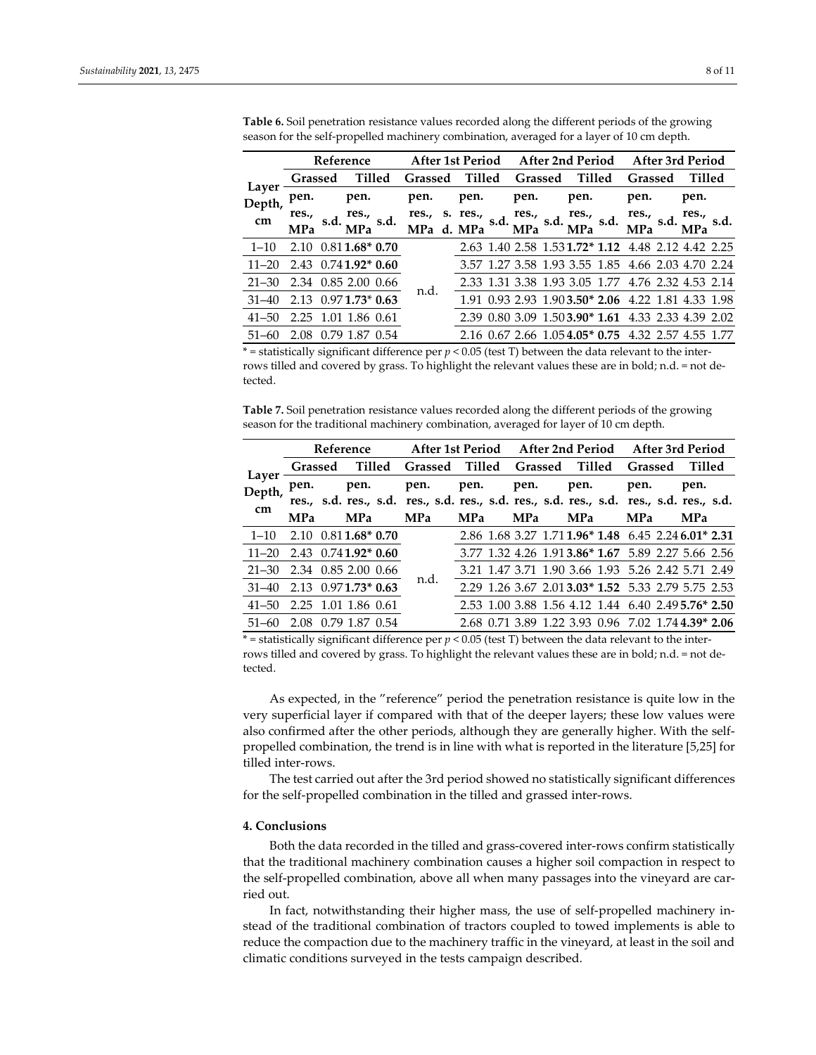**Table 6.** Soil penetration resistance values recorded along the different periods of the growing season for the self-propelled machinery combination, averaged for a layer of 10 cm depth.

| Layer Depth, cm | Reference | | | | After 1st Period | | | | After 2nd Period | | | | After 3rd Period | | | |
|---|---|---|---|---|---|---|---|---|---|---|---|---|---|---|---|---|
| | Grassed | | Tilled | | Grassed | | Tilled | | Grassed | | Tilled | | Grassed | | Tilled | |
| | pen. res., MPa | s.d. | pen. res., MPa | s.d. | pen. res., MPa | s. d. | pen. res., MPa | s.d. | pen. res., MPa | s.d. | pen. res., MPa | s.d. | pen. res., MPa | s.d. | pen. res., MPa | s.d. |
| 1–10 | 2.10 | 0.81 | **1.68*** | **0.70** | n.d. | | | | 2.63 | 1.40 | 2.58 | 1.53 | **1.72*** | **1.12** | 4.48 | 2.12 | 4.42 | 2.25 |
| 11–20 | 2.43 | 0.74 | **1.92*** | **0.60** | | | | | 3.57 | 1.27 | 3.58 | 1.93 | 3.55 | 1.85 | 4.66 | 2.03 | 4.70 | 2.24 |
| 21–30 | 2.34 | 0.85 | 2.00 | 0.66 | | | | | 2.33 | 1.31 | 3.38 | 1.93 | 3.05 | 1.77 | 4.76 | 2.32 | 4.53 | 2.14 |
| 31–40 | 2.13 | 0.97 | **1.73*** | **0.63** | | | | | 1.91 | 0.93 | 2.93 | 1.90 | **3.50*** | **2.06** | 4.22 | 1.81 | 4.33 | 1.98 |
| 41–50 | 2.25 | 1.01 | 1.86 | 0.61 | | | | | 2.39 | 0.80 | 3.09 | 1.50 | **3.90*** | **1.61** | 4.33 | 2.33 | 4.39 | 2.02 |
| 51–60 | 2.08 | 0.79 | 1.87 | 0.54 | | | | | 2.16 | 0.67 | 2.66 | 1.05 | **4.05*** | **0.75** | 4.32 | 2.57 | 4.55 | 1.77 |

* = statistically significant difference per $p < 0.05$ (test T) between the data relevant to the inter-rows tilled and covered by grass. To highlight the relevant values these are in bold; n.d. = not detected.

**Table 7.** Soil penetration resistance values recorded along the different periods of the growing season for the traditional machinery combination, averaged for layer of 10 cm depth.

| Layer Depth, cm | Reference | | | | After 1st Period | | | | After 2nd Period | | | | After 3rd Period | | | |
|---|---|---|---|---|---|---|---|---|---|---|---|---|---|---|---|---|
| | Grassed | | Tilled | | Grassed | | Tilled | | Grassed | | Tilled | | Grassed | | Tilled | |
| | pen. res., MPa | s.d. | pen. res., MPa | s.d. | pen. res., MPa | s.d. | pen. res., MPa | s.d. | pen. res., MPa | s.d. | pen. res., MPa | s.d. | pen. res., MPa | s.d. | pen. res., MPa | s.d. |
| 1–10 | 2.10 | 0.81 | **1.68*** | **0.70** | n.d. | | | | 2.86 | 1.68 | 3.27 | 1.71 | **1.96*** | **1.48** | 6.45 | 2.24 | **6.01*** | **2.31** |
| 11–20 | 2.43 | 0.74 | **1.92*** | **0.60** | | | | | 3.77 | 1.32 | 4.26 | 1.91 | **3.86*** | **1.67** | 5.89 | 2.27 | 5.66 | 2.56 |
| 21–30 | 2.34 | 0.85 | 2.00 | 0.66 | | | | | 3.21 | 1.47 | 3.71 | 1.90 | 3.66 | 1.93 | 5.26 | 2.42 | 5.71 | 2.49 |
| 31–40 | 2.13 | 0.97 | **1.73*** | **0.63** | | | | | 2.29 | 1.26 | 3.67 | 2.01 | **3.03*** | **1.52** | 5.33 | 2.79 | 5.75 | 2.53 |
| 41–50 | 2.25 | 1.01 | 1.86 | 0.61 | | | | | 2.53 | 1.00 | 3.88 | 1.56 | 4.12 | 1.44 | 6.40 | 2.49 | **5.76*** | **2.50** |
| 51–60 | 2.08 | 0.79 | 1.87 | 0.54 | | | | | 2.68 | 0.71 | 3.89 | 1.22 | 3.93 | 0.96 | 7.02 | 1.74 | **4.39*** | **2.06** |

* = statistically significant difference per $p < 0.05$ (test T) between the data relevant to the inter-rows tilled and covered by grass. To highlight the relevant values these are in bold; n.d. = not detected.

As expected, in the "reference" period the penetration resistance is quite low in the very superficial layer if compared with that of the deeper layers; these low values were also confirmed after the other periods, although they are generally higher. With the self-propelled combination, the trend is in line with what is reported in the literature [5,25] for tilled inter-rows.

The test carried out after the 3rd period showed no statistically significant differences for the self-propelled combination in the tilled and grassed inter-rows.

## 4. Conclusions

Both the data recorded in the tilled and grass-covered inter-rows confirm statistically that the traditional machinery combination causes a higher soil compaction in respect to the self-propelled combination, above all when many passages into the vineyard are carried out.

In fact, notwithstanding their higher mass, the use of self-propelled machinery instead of the traditional combination of tractors coupled to towed implements is able to reduce the compaction due to the machinery traffic in the vineyard, at least in the soil and climatic conditions surveyed in the tests campaign described.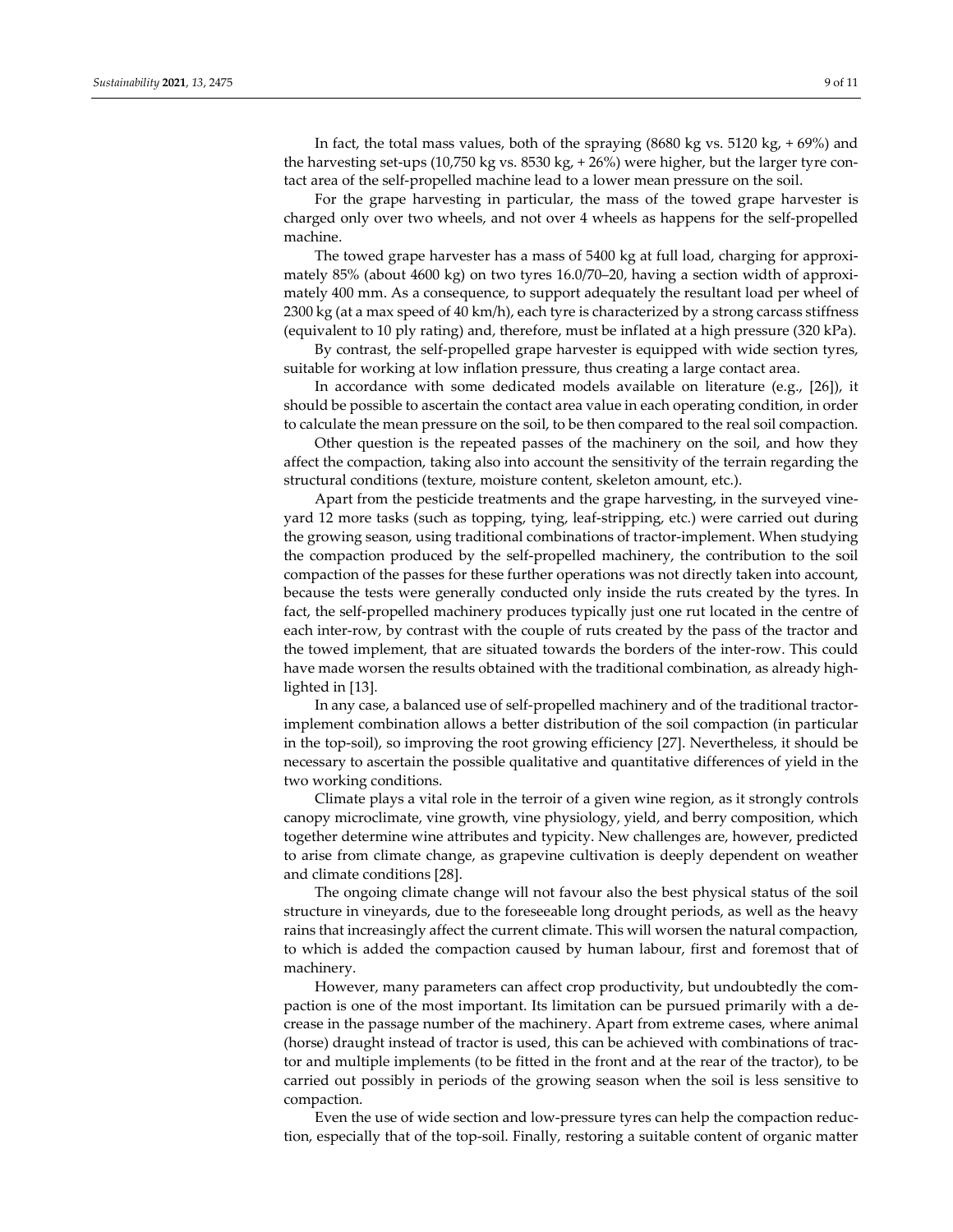In fact, the total mass values, both of the spraying (8680 kg vs. 5120 kg, + 69%) and the harvesting set-ups (10,750 kg vs. 8530 kg, + 26%) were higher, but the larger tyre contact area of the self-propelled machine lead to a lower mean pressure on the soil.

For the grape harvesting in particular, the mass of the towed grape harvester is charged only over two wheels, and not over 4 wheels as happens for the self-propelled machine.

The towed grape harvester has a mass of 5400 kg at full load, charging for approximately 85% (about 4600 kg) on two tyres 16.0/70–20, having a section width of approximately 400 mm. As a consequence, to support adequately the resultant load per wheel of 2300 kg (at a max speed of 40 km/h), each tyre is characterized by a strong carcass stiffness (equivalent to 10 ply rating) and, therefore, must be inflated at a high pressure (320 kPa).

By contrast, the self-propelled grape harvester is equipped with wide section tyres, suitable for working at low inflation pressure, thus creating a large contact area.

In accordance with some dedicated models available on literature (e.g., [26]), it should be possible to ascertain the contact area value in each operating condition, in order to calculate the mean pressure on the soil, to be then compared to the real soil compaction.

Other question is the repeated passes of the machinery on the soil, and how they affect the compaction, taking also into account the sensitivity of the terrain regarding the structural conditions (texture, moisture content, skeleton amount, etc.).

Apart from the pesticide treatments and the grape harvesting, in the surveyed vineyard 12 more tasks (such as topping, tying, leaf-stripping, etc.) were carried out during the growing season, using traditional combinations of tractor-implement. When studying the compaction produced by the self-propelled machinery, the contribution to the soil compaction of the passes for these further operations was not directly taken into account, because the tests were generally conducted only inside the ruts created by the tyres. In fact, the self-propelled machinery produces typically just one rut located in the centre of each inter-row, by contrast with the couple of ruts created by the pass of the tractor and the towed implement, that are situated towards the borders of the inter-row. This could have made worsen the results obtained with the traditional combination, as already highlighted in [13].

In any case, a balanced use of self-propelled machinery and of the traditional tractor-implement combination allows a better distribution of the soil compaction (in particular in the top-soil), so improving the root growing efficiency [27]. Nevertheless, it should be necessary to ascertain the possible qualitative and quantitative differences of yield in the two working conditions.

Climate plays a vital role in the terroir of a given wine region, as it strongly controls canopy microclimate, vine growth, vine physiology, yield, and berry composition, which together determine wine attributes and typicity. New challenges are, however, predicted to arise from climate change, as grapevine cultivation is deeply dependent on weather and climate conditions [28].

The ongoing climate change will not favour also the best physical status of the soil structure in vineyards, due to the foreseeable long drought periods, as well as the heavy rains that increasingly affect the current climate. This will worsen the natural compaction, to which is added the compaction caused by human labour, first and foremost that of machinery.

However, many parameters can affect crop productivity, but undoubtedly the compaction is one of the most important. Its limitation can be pursued primarily with a decrease in the passage number of the machinery. Apart from extreme cases, where animal (horse) draught instead of tractor is used, this can be achieved with combinations of tractor and multiple implements (to be fitted in the front and at the rear of the tractor), to be carried out possibly in periods of the growing season when the soil is less sensitive to compaction.

Even the use of wide section and low-pressure tyres can help the compaction reduction, especially that of the top-soil. Finally, restoring a suitable content of organic matter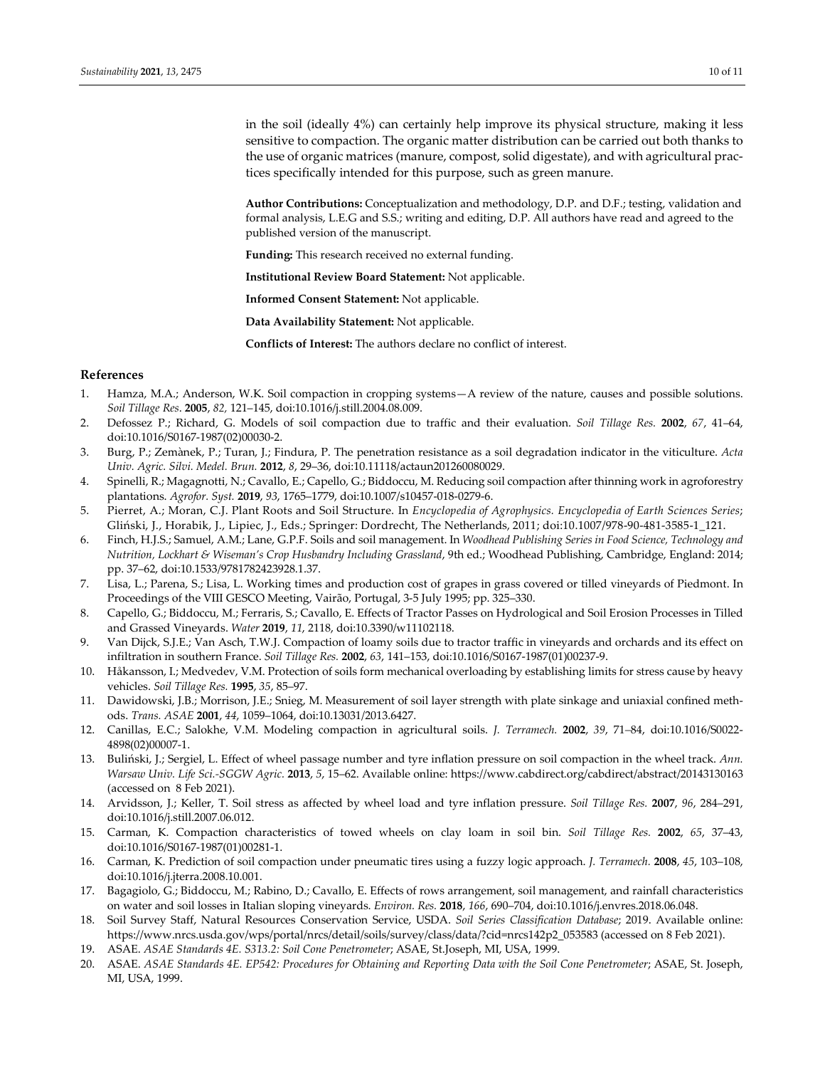in the soil (ideally 4%) can certainly help improve its physical structure, making it less sensitive to compaction. The organic matter distribution can be carried out both thanks to the use of organic matrices (manure, compost, solid digestate), and with agricultural practices specifically intended for this purpose, such as green manure.

**Author Contributions:** Conceptualization and methodology, D.P. and D.F.; testing, validation and formal analysis, L.E.G and S.S.; writing and editing, D.P. All authors have read and agreed to the published version of the manuscript.

**Funding:** This research received no external funding.

**Institutional Review Board Statement:** Not applicable.

**Informed Consent Statement:** Not applicable.

**Data Availability Statement:** Not applicable.

**Conflicts of Interest:** The authors declare no conflict of interest.

## References

1. Hamza, M.A.; Anderson, W.K. Soil compaction in cropping systems—A review of the nature, causes and possible solutions. *Soil Tillage Res.* **2005**, *82,* 121–145, doi:10.1016/j.still.2004.08.009.
2. Defossez P.; Richard, G. Models of soil compaction due to traffic and their evaluation. *Soil Tillage Res.* **2002**, *67*, 41–64, doi:10.1016/S0167-1987(02)00030-2.
3. Burg, P.; Zemànek, P.; Turan, J.; Findura, P. The penetration resistance as a soil degradation indicator in the viticulture. *Acta Univ. Agric. Silvi. Medel. Brun.* **2012**, *8*, 29–36, doi:10.11118/actaun201260080029.
4. Spinelli, R.; Magagnotti, N.; Cavallo, E.; Capello, G.; Biddoccu, M. Reducing soil compaction after thinning work in agroforestry plantations. *Agrofor. Syst.* **2019**, *93*, 1765–1779, doi:10.1007/s10457-018-0279-6.
5. Pierret, A.; Moran, C.J. Plant Roots and Soil Structure. In *Encyclopedia of Agrophysics. Encyclopedia of Earth Sciences Series*; Gliński, J., Horabik, J., Lipiec, J., Eds.; Springer: Dordrecht, The Netherlands, 2011; doi:10.1007/978-90-481-3585-1_121.
6. Finch, H.J.S.; Samuel, A.M.; Lane, G.P.F. Soils and soil management. In *Woodhead Publishing Series in Food Science, Technology and Nutrition, Lockhart & Wiseman's Crop Husbandry Including Grassland*, 9th ed.; Woodhead Publishing, Cambridge, England: 2014; pp. 37–62, doi:10.1533/9781782423928.1.37.
7. Lisa, L.; Parena, S.; Lisa, L. Working times and production cost of grapes in grass covered or tilled vineyards of Piedmont. In Proceedings of the VIII GESCO Meeting, Vairão, Portugal, 3-5 July 1995; pp. 325–330.
8. Capello, G.; Biddoccu, M.; Ferraris, S.; Cavallo, E. Effects of Tractor Passes on Hydrological and Soil Erosion Processes in Tilled and Grassed Vineyards. *Water* **2019**, *11*, 2118, doi:10.3390/w11102118.
9. Van Dijck, S.J.E.; Van Asch, T.W.J. Compaction of loamy soils due to tractor traffic in vineyards and orchards and its effect on infiltration in southern France. *Soil Tillage Res.* **2002**, *63*, 141–153, doi:10.1016/S0167-1987(01)00237-9.
10. Håkansson, I.; Medvedev, V.M. Protection of soils form mechanical overloading by establishing limits for stress cause by heavy vehicles. *Soil Tillage Res.* **1995**, *35*, 85–97.
11. Dawidowski, J.B.; Morrison, J.E.; Snieg, M. Measurement of soil layer strength with plate sinkage and uniaxial confined methods. *Trans. ASAE* **2001**, *44*, 1059–1064, doi:10.13031/2013.6427.
12. Canillas, E.C.; Salokhe, V.M. Modeling compaction in agricultural soils. *J. Terramech.* **2002**, *39*, 71–84, doi:10.1016/S0022-4898(02)00007-1.
13. Buliński, J.; Sergiel, L. Effect of wheel passage number and tyre inflation pressure on soil compaction in the wheel track. *Ann. Warsaw Univ. Life Sci.-SGGW Agric.* **2013**, *5*, 15–62. Available online: https://www.cabdirect.org/cabdirect/abstract/20143130163 (accessed on 8 Feb 2021).
14. Arvidsson, J.; Keller, T. Soil stress as affected by wheel load and tyre inflation pressure. *Soil Tillage Res.* **2007**, *96*, 284–291, doi:10.1016/j.still.2007.06.012.
15. Carman, K. Compaction characteristics of towed wheels on clay loam in soil bin. *Soil Tillage Res.* **2002**, *65*, 37–43, doi:10.1016/S0167-1987(01)00281-1.
16. Carman, K. Prediction of soil compaction under pneumatic tires using a fuzzy logic approach. *J. Terramech.* **2008**, *45*, 103–108, doi:10.1016/j.jterra.2008.10.001.
17. Bagagiolo, G.; Biddoccu, M.; Rabino, D.; Cavallo, E. Effects of rows arrangement, soil management, and rainfall characteristics on water and soil losses in Italian sloping vineyards. *Environ. Res.* **2018**, *166*, 690–704, doi:10.1016/j.envres.2018.06.048.
18. Soil Survey Staff, Natural Resources Conservation Service, USDA. *Soil Series Classification Database*; 2019. Available online: https://www.nrcs.usda.gov/wps/portal/nrcs/detail/soils/survey/class/data/?cid=nrcs142p2_053583 (accessed on 8 Feb 2021).
19. ASAE. *ASAE Standards 4E. S313.2: Soil Cone Penetrometer*; ASAE, St.Joseph, MI, USA, 1999.
20. ASAE. *ASAE Standards 4E. EP542: Procedures for Obtaining and Reporting Data with the Soil Cone Penetrometer*; ASAE, St. Joseph, MI, USA, 1999.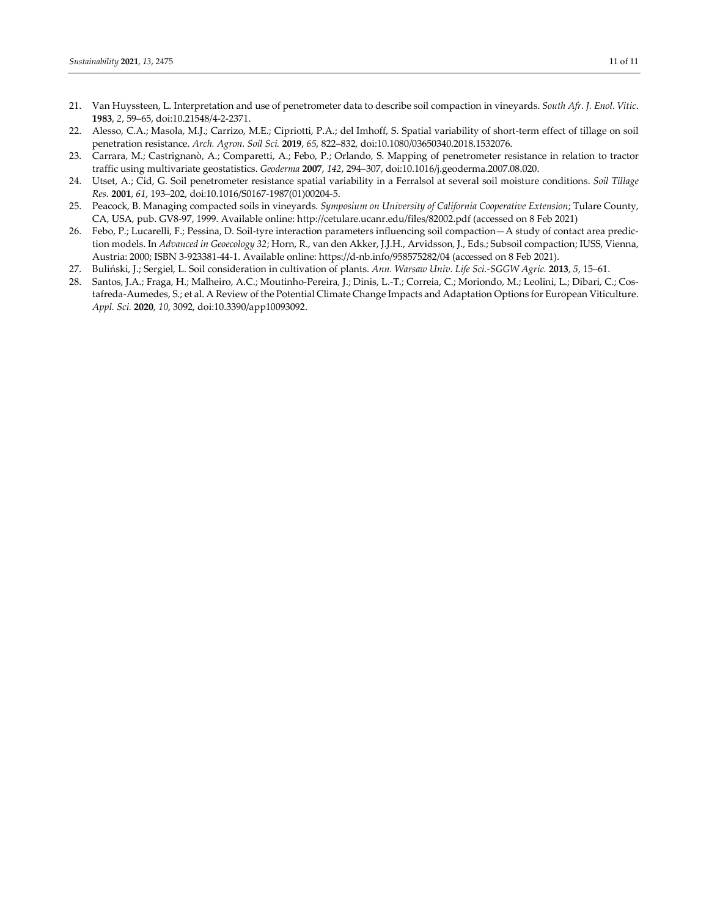21. Van Huyssteen, L. Interpretation and use of penetrometer data to describe soil compaction in vineyards. *South Afr. J. Enol. Vitic.* **1983**, *2*, 59–65, doi:10.21548/4-2-2371.
22. Alesso, C.A.; Masola, M.J.; Carrizo, M.E.; Cipriotti, P.A.; del Imhoff, S. Spatial variability of short-term effect of tillage on soil penetration resistance. *Arch. Agron. Soil Sci.* **2019**, *65*, 822–832, doi:10.1080/03650340.2018.1532076.
23. Carrara, M.; Castrignanò, A.; Comparetti, A.; Febo, P.; Orlando, S. Mapping of penetrometer resistance in relation to tractor traffic using multivariate geostatistics. *Geoderma* **2007**, *142*, 294–307, doi:10.1016/j.geoderma.2007.08.020.
24. Utset, A.; Cid, G. Soil penetrometer resistance spatial variability in a Ferralsol at several soil moisture conditions. *Soil Tillage Res.* **2001**, *61*, 193–202, doi:10.1016/S0167-1987(01)00204-5.
25. Peacock, B. Managing compacted soils in vineyards. *Symposium on University of California Cooperative Extension*; Tulare County, CA, USA, pub. GV8-97, 1999. Available online: http://cetulare.ucanr.edu/files/82002.pdf (accessed on 8 Feb 2021)
26. Febo, P.; Lucarelli, F.; Pessina, D. Soil-tyre interaction parameters influencing soil compaction—A study of contact area prediction models. In *Advanced in Geoecology 32*; Horn, R., van den Akker, J.J.H., Arvidsson, J., Eds.; Subsoil compaction; IUSS, Vienna, Austria: 2000; ISBN 3-923381-44-1. Available online: https://d-nb.info/958575282/04 (accessed on 8 Feb 2021).
27. Buliński, J.; Sergiel, L. Soil consideration in cultivation of plants. *Ann. Warsaw Univ. Life Sci.-SGGW Agric.* **2013**, *5*, 15–61.
28. Santos, J.A.; Fraga, H.; Malheiro, A.C.; Moutinho-Pereira, J.; Dinis, L.-T.; Correia, C.; Moriondo, M.; Leolini, L.; Dibari, C.; Costafreda-Aumedes, S.; et al. A Review of the Potential Climate Change Impacts and Adaptation Options for European Viticulture. *Appl. Sci.* **2020**, *10*, 3092, doi:10.3390/app10093092.